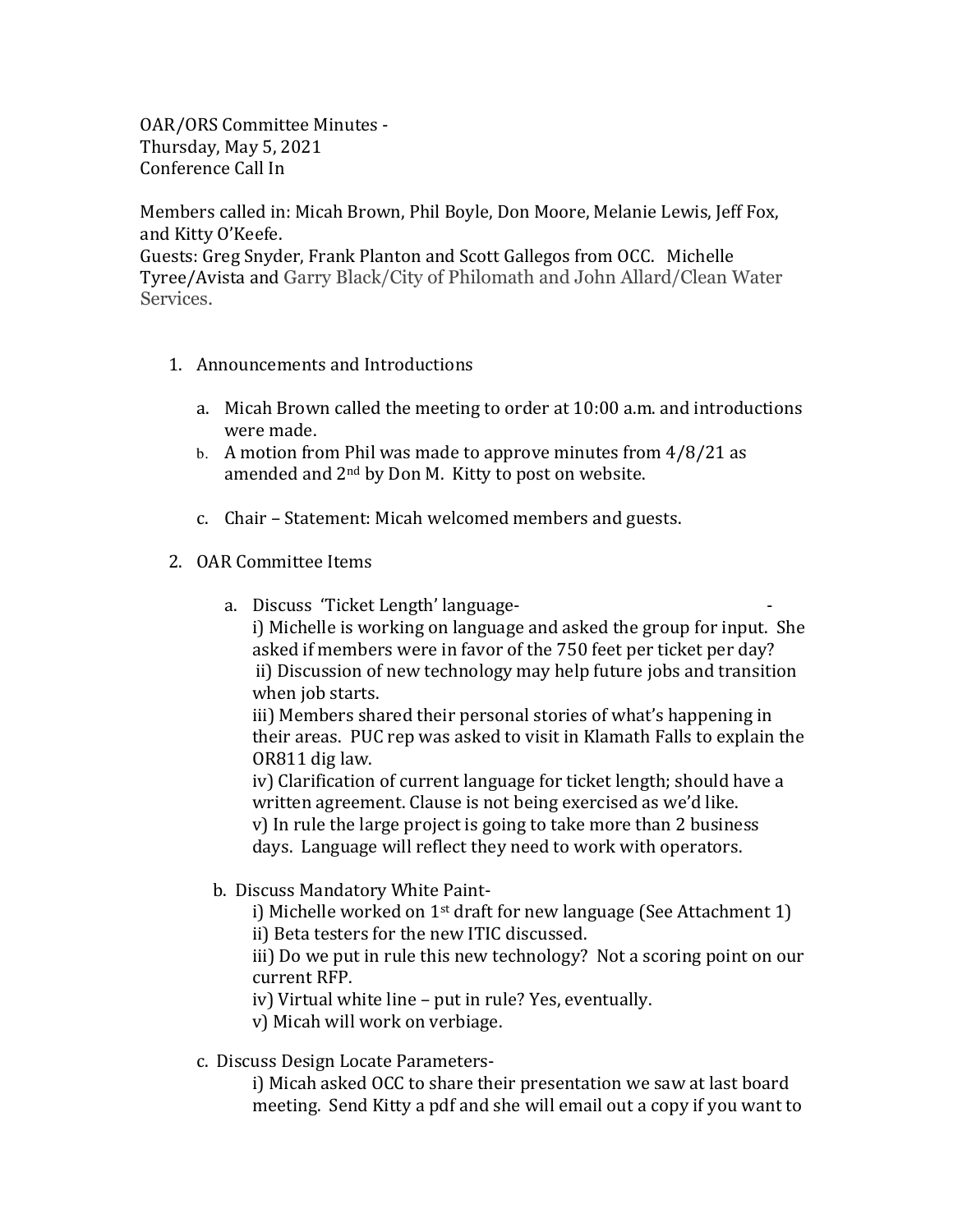OAR/ORS Committee Minutes -
Thursday, May 5, 2021
Conference Call In

Members called in: Micah Brown, Phil Boyle, Don Moore, Melanie Lewis, Jeff Fox, and Kitty O'Keefe.
Guests: Greg Snyder, Frank Planton and Scott Gallegos from OCC. Michelle Tyree/Avista and Garry Black/City of Philomath and John Allard/Clean Water Services.

1. Announcements and Introductions

   a. Micah Brown called the meeting to order at 10:00 a.m. and introductions were made.
   b. A motion from Phil was made to approve minutes from 4/8/21 as amended and 2nd by Don M. Kitty to post on website.

   c. Chair – Statement: Micah welcomed members and guests.

2. OAR Committee Items

   a. Discuss 'Ticket Length' language- -
      i) Michelle is working on language and asked the group for input. She asked if members were in favor of the 750 feet per ticket per day?
      ii) Discussion of new technology may help future jobs and transition when job starts.
      iii) Members shared their personal stories of what's happening in their areas. PUC rep was asked to visit in Klamath Falls to explain the OR811 dig law.
      iv) Clarification of current language for ticket length; should have a written agreement. Clause is not being exercised as we'd like.
      v) In rule the large project is going to take more than 2 business days. Language will reflect they need to work with operators.

   b. Discuss Mandatory White Paint-
      i) Michelle worked on 1st draft for new language (See Attachment 1)
      ii) Beta testers for the new ITIC discussed.
      iii) Do we put in rule this new technology? Not a scoring point on our current RFP.
      iv) Virtual white line – put in rule? Yes, eventually.
      v) Micah will work on verbiage.

   c. Discuss Design Locate Parameters-
      i) Micah asked OCC to share their presentation we saw at last board meeting. Send Kitty a pdf and she will email out a copy if you want to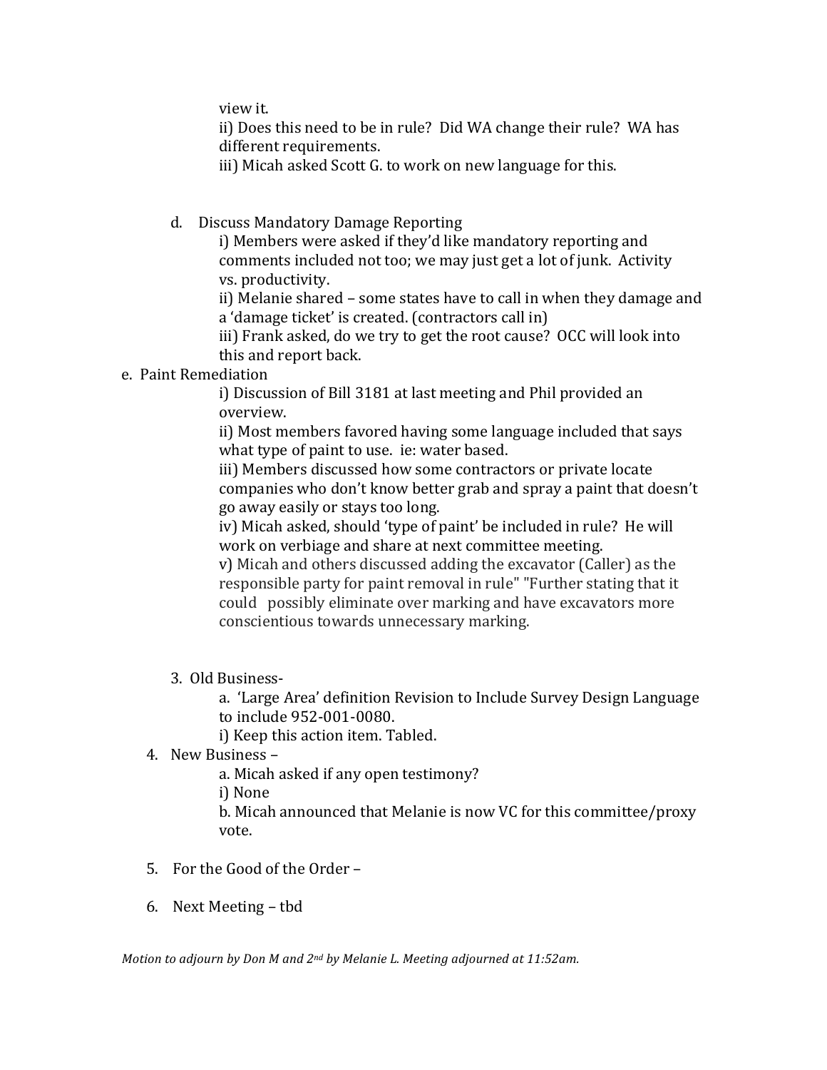view it.

ii) Does this need to be in rule? Did WA change their rule? WA has different requirements.

iii) Micah asked Scott G. to work on new language for this.

d. Discuss Mandatory Damage Reporting

i) Members were asked if they'd like mandatory reporting and comments included not too; we may just get a lot of junk. Activity vs. productivity.

ii) Melanie shared – some states have to call in when they damage and a 'damage ticket' is created. (contractors call in)

iii) Frank asked, do we try to get the root cause? OCC will look into this and report back.

e. Paint Remediation

i) Discussion of Bill 3181 at last meeting and Phil provided an overview.

ii) Most members favored having some language included that says what type of paint to use. ie: water based.

iii) Members discussed how some contractors or private locate companies who don't know better grab and spray a paint that doesn't go away easily or stays too long.

iv) Micah asked, should 'type of paint' be included in rule? He will work on verbiage and share at next committee meeting.

v) Micah and others discussed adding the excavator (Caller) as the responsible party for paint removal in rule" "Further stating that it could possibly eliminate over marking and have excavators more conscientious towards unnecessary marking.

3. Old Business-

a. 'Large Area' definition Revision to Include Survey Design Language to include 952-001-0080.

i) Keep this action item. Tabled.

4. New Business –

a. Micah asked if any open testimony?

i) None

b. Micah announced that Melanie is now VC for this committee/proxy vote.

5. For the Good of the Order –

6. Next Meeting – tbd

*Motion to adjourn by Don M and 2nd by Melanie L. Meeting adjourned at 11:52am.*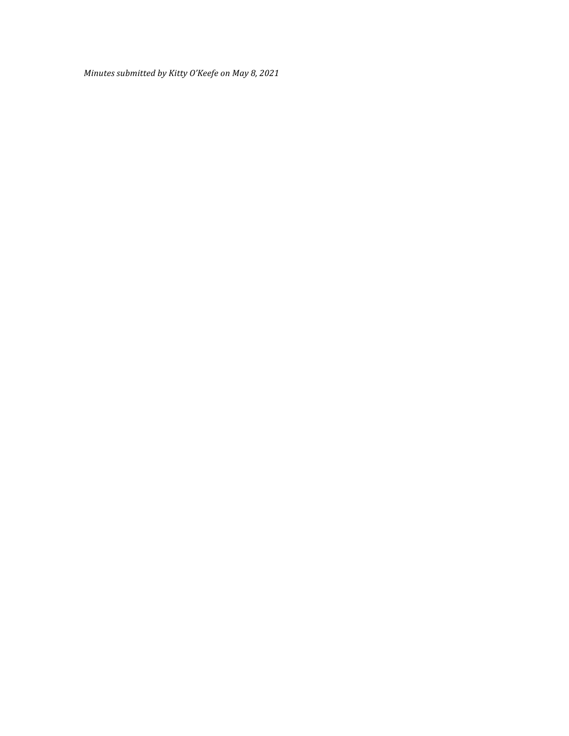*Minutes submitted by Kitty O'Keefe on May 8, 2021*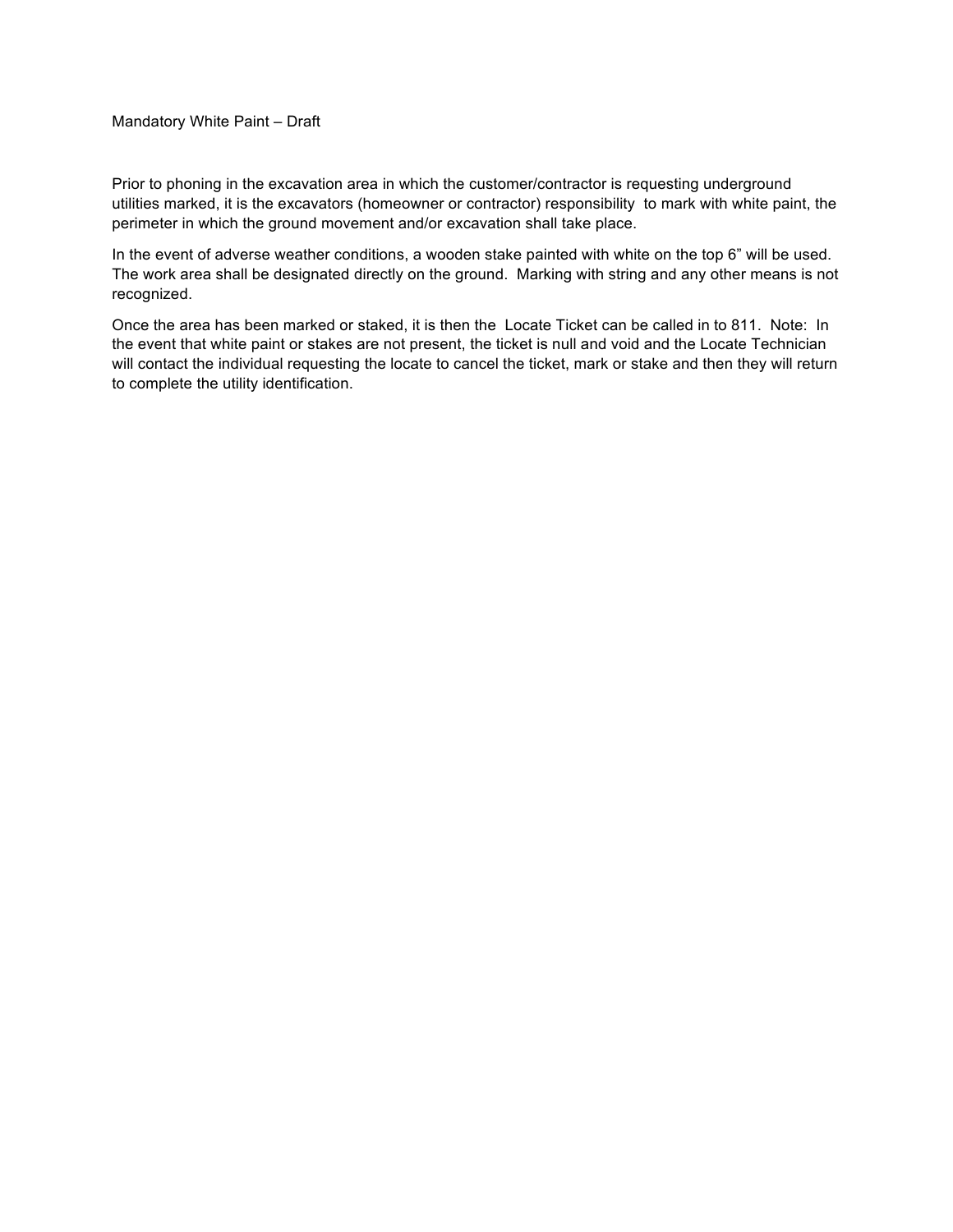Mandatory White Paint – Draft

Prior to phoning in the excavation area in which the customer/contractor is requesting underground utilities marked, it is the excavators (homeowner or contractor) responsibility to mark with white paint, the perimeter in which the ground movement and/or excavation shall take place.

In the event of adverse weather conditions, a wooden stake painted with white on the top 6" will be used. The work area shall be designated directly on the ground. Marking with string and any other means is not recognized.

Once the area has been marked or staked, it is then the Locate Ticket can be called in to 811. Note: In the event that white paint or stakes are not present, the ticket is null and void and the Locate Technician will contact the individual requesting the locate to cancel the ticket, mark or stake and then they will return to complete the utility identification.